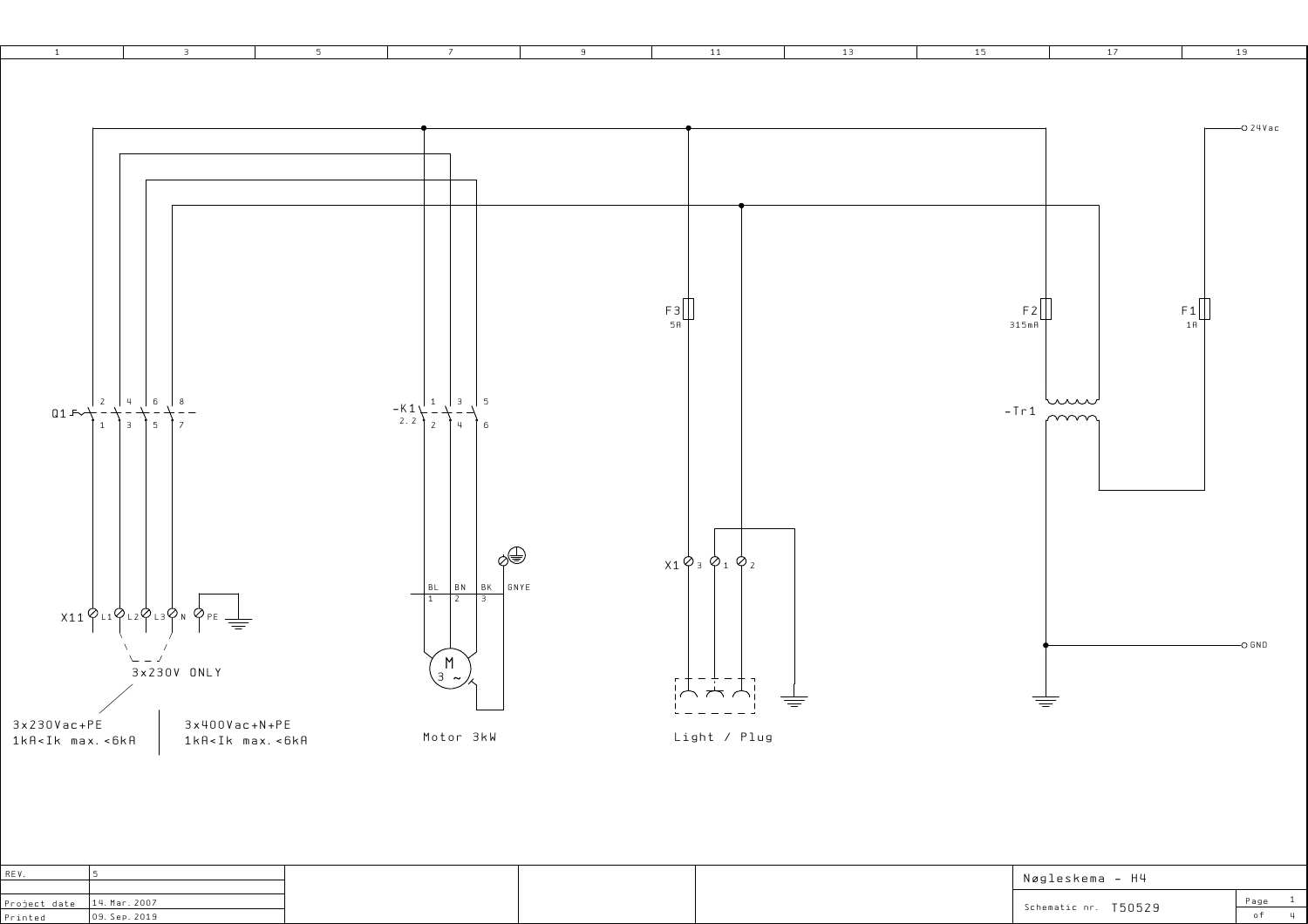1 | 3 | 5 | 7 | 9 | 11 | 13 | 15 | 17 | 19

24Vac

F3
5A

F2
315mA

F1
1A

Q1

2 4 6 8

1 3 5 7

-K1
2.2

1 3 5

2 4 6

-Tr1

X1 3 1 2

BL BN BK GNYE
1 2 3

X11 L1 L2 L3 N PE

GND

M
3 ~

3x230V ONLY

3x230Vac+PE
1kA<Ik max.<6kA

3x400Vac+N+PE
1kA<Ik max.<6kA

Motor 3kW

Light / Plug

| REV. | 5 |
|---|---|
| | |
| Project date | 14. Mar. 2007 |
| Printed | 09. Sep. 2019 |

Nøgleskema - H4

Schematic nr. T50529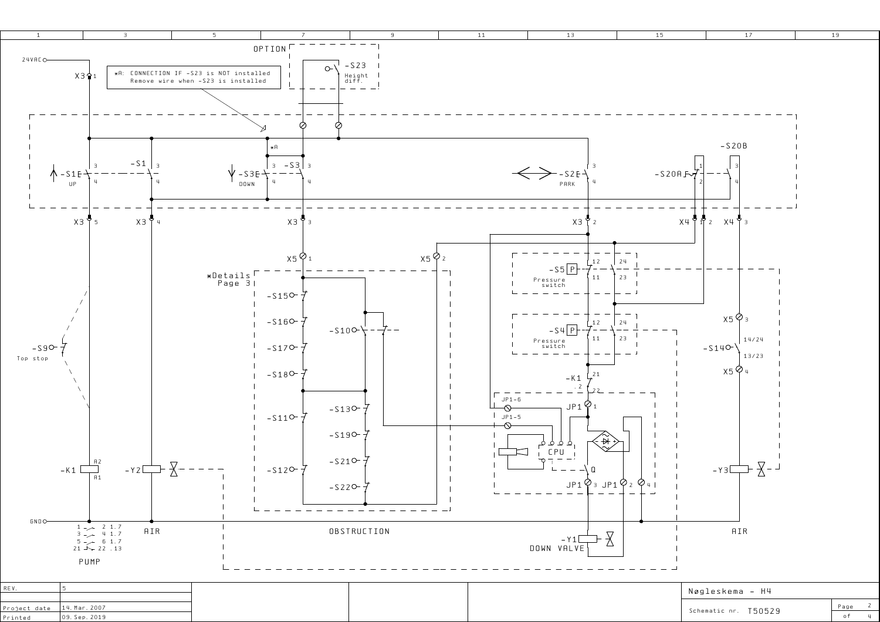OPTION

-S23 Height diff.

24VAC

X3 1

*A: CONNECTION IF -S23 is NOT installed
Remove wire when -S23 is installed

*A

-S1E UP 3 4

-S1 3 4

-S3E DOWN 3 4

-S3 3 4

-S2E PARK 3 4

-S20A 1 2

-S20B 3 4

X3 5 | X3 4 | X3 3 | X3 2 | X4 1 2 | X4 3

X5 1

X5 2

*Details Page 3

-S15 | -S16 | -S17 | -S18 | -S11 | -S12

-S10

-S13 | -S19 | -S21 | -S22

-S5 P Pressure switch 12 11 24 23

-S4 P Pressure switch 12 11 24 23

-K1 .2 21 22

JP1-6

JP1-5

JP1 1

CPU

Q

JP1 3 | JP1 2 | 4

X5 3

-S14 14/24 13/23

X5 4

-S9 Top stop

-K1 A2 A1

-Y2

-Y3

GND

1 — 2 1.7
3 — 4 1.7
5 — 6 1.7
21 — 22 .13

PUMP

AIR

OBSTRUCTION

AIR

-Y1 DOWN VALVE

| | |
|---|---|
| REV. | 5 |
| Project date | 14. Mar. 2007 |
| Printed | 09. Sep. 2019 |

Nøgleskema - H4

Schematic nr. T50529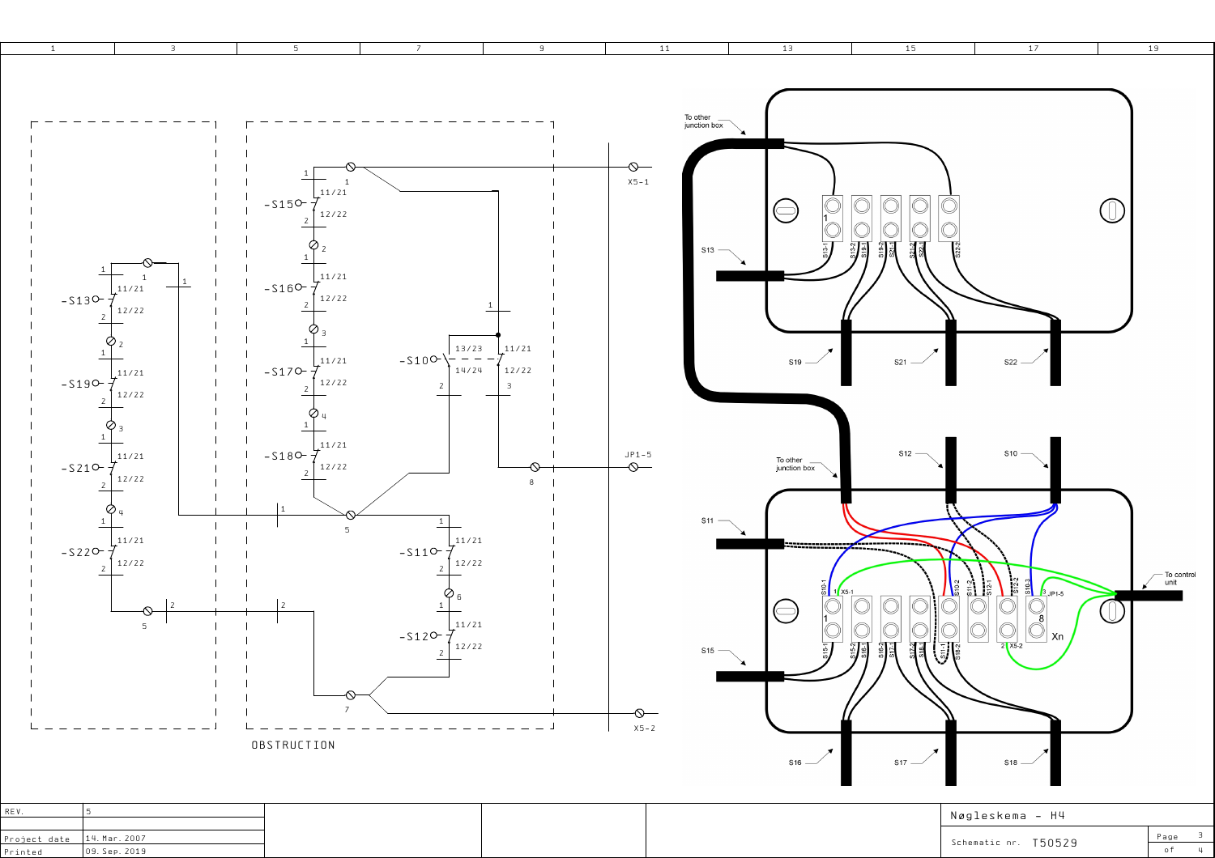OBSTRUCTION

| REV. | 5 |
| --- | --- |
| Project date | 14. Mar. 2007 |
| Printed | 09. Sep. 2019 |

Nøgleskema - H4

Schematic nr. T50529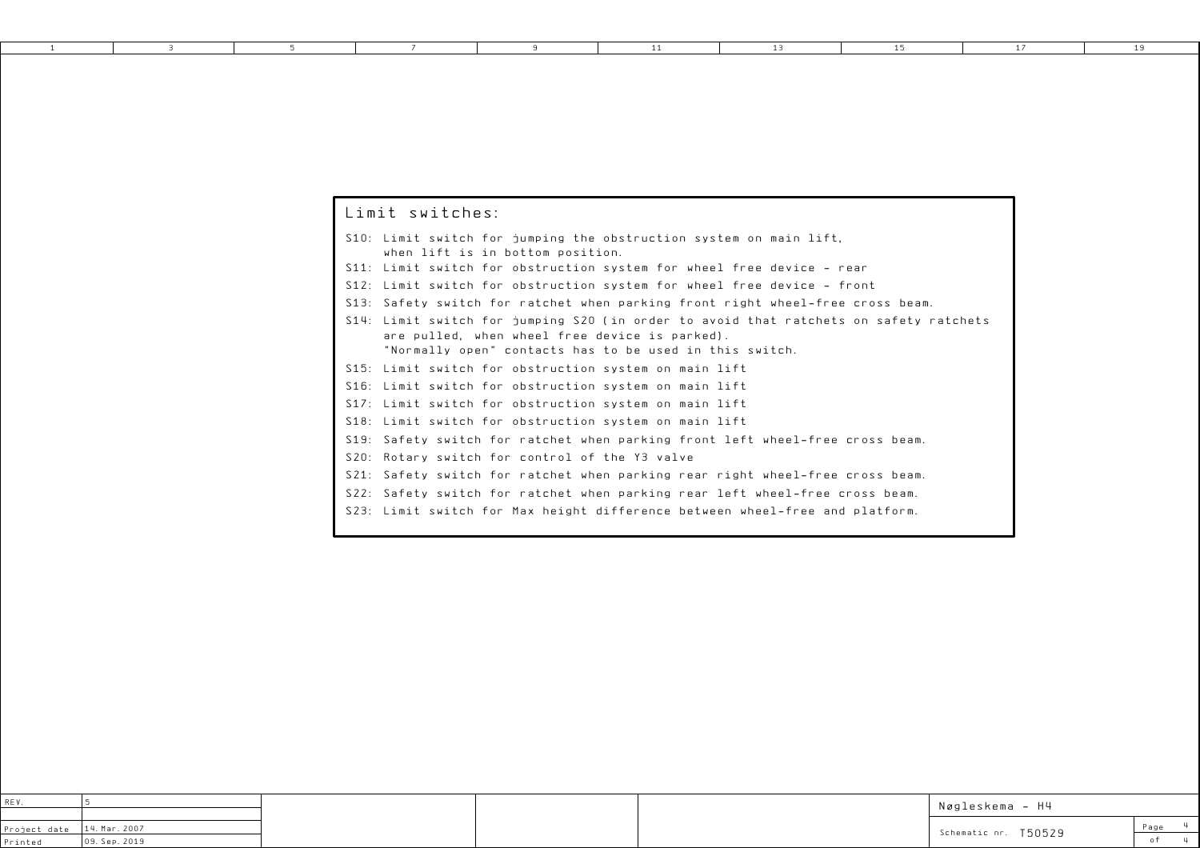## Limit switches:

S10: Limit switch for jumping the obstruction system on main lift,
when lift is in bottom position.

S11: Limit switch for obstruction system for wheel free device - rear

S12: Limit switch for obstruction system for wheel free device - front

S13: Safety switch for ratchet when parking front right wheel-free cross beam.

S14: Limit switch for jumping S20 (in order to avoid that ratchets on safety ratchets
are pulled, when wheel free device is parked).
"Normally open" contacts has to be used in this switch.

S15: Limit switch for obstruction system on main lift

S16: Limit switch for obstruction system on main lift

S17: Limit switch for obstruction system on main lift

S18: Limit switch for obstruction system on main lift

S19: Safety switch for ratchet when parking front left wheel-free cross beam.

S20: Rotary switch for control of the Y3 valve

S21: Safety switch for ratchet when parking rear right wheel-free cross beam.

S22: Safety switch for ratchet when parking rear left wheel-free cross beam.

S23: Limit switch for Max height difference between wheel-free and platform.

| | |
|---|---|
| REV. | 5 |
| Project date | 14. Mar. 2007 |
| Printed | 09. Sep. 2019 |

Nøgleskema - H4

Schematic nr. T50529